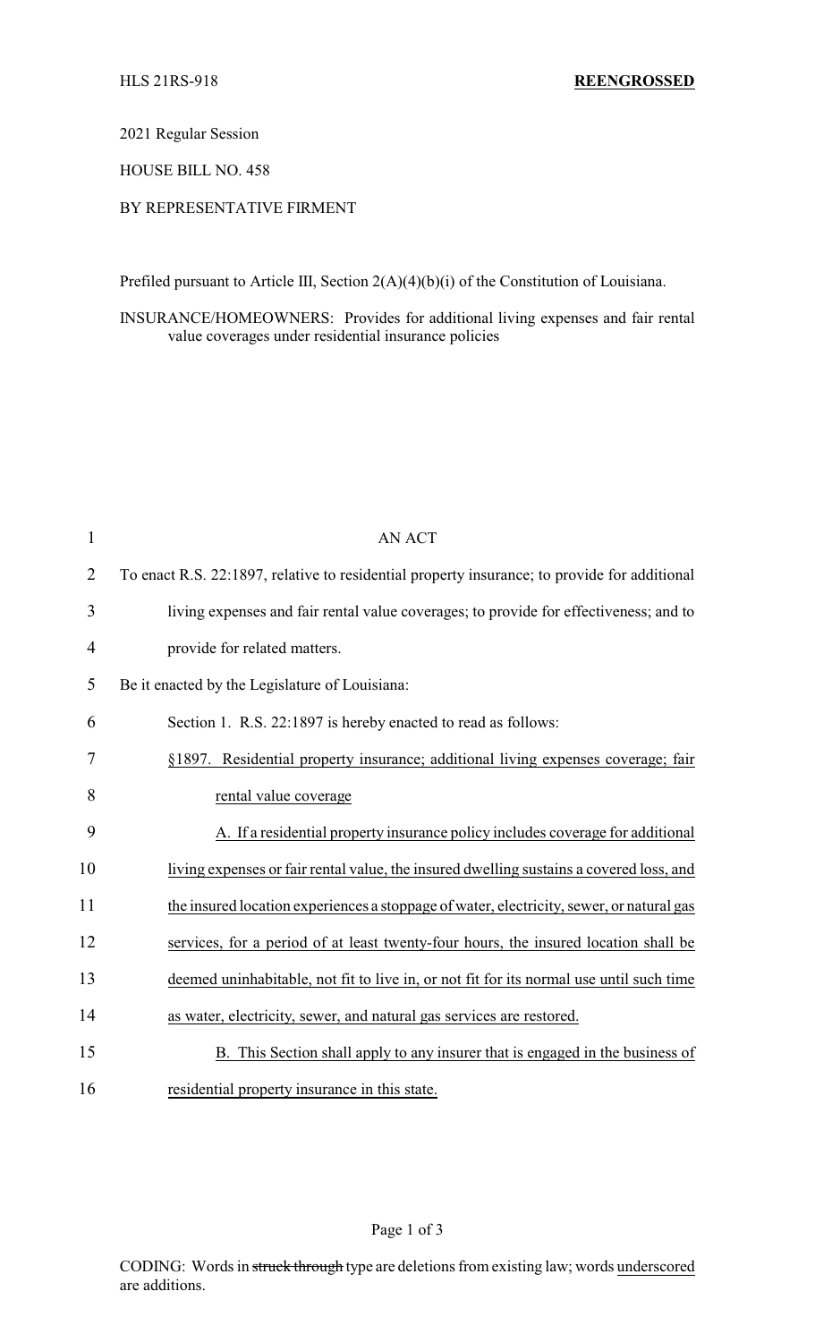HLS 21RS-918 **REENGROSSED**

2021 Regular Session

HOUSE BILL NO. 458

BY REPRESENTATIVE FIRMENT

Prefiled pursuant to Article III, Section 2(A)(4)(b)(i) of the Constitution of Louisiana.

INSURANCE/HOMEOWNERS: Provides for additional living expenses and fair rental value coverages under residential insurance policies

AN ACT

To enact R.S. 22:1897, relative to residential property insurance; to provide for additional living expenses and fair rental value coverages; to provide for effectiveness; and to provide for related matters.

Be it enacted by the Legislature of Louisiana:

Section 1. R.S. 22:1897 is hereby enacted to read as follows:

§1897. Residential property insurance; additional living expenses coverage; fair rental value coverage

A. If a residential property insurance policy includes coverage for additional living expenses or fair rental value, the insured dwelling sustains a covered loss, and the insured location experiences a stoppage of water, electricity, sewer, or natural gas services, for a period of at least twenty-four hours, the insured location shall be deemed uninhabitable, not fit to live in, or not fit for its normal use until such time as water, electricity, sewer, and natural gas services are restored.

B. This Section shall apply to any insurer that is engaged in the business of residential property insurance in this state.

CODING: Words in ~~struck through~~ type are deletions from existing law; words underscored are additions.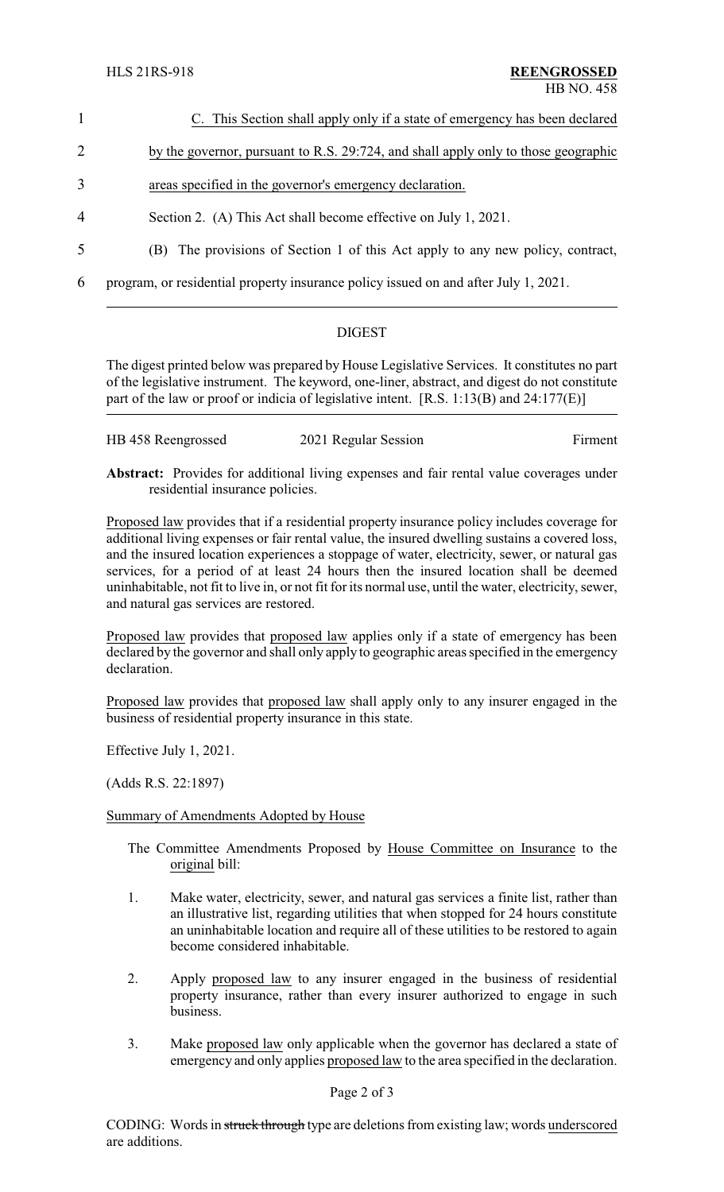C. This Section shall apply only if a state of emergency has been declared by the governor, pursuant to R.S. 29:724, and shall apply only to those geographic areas specified in the governor's emergency declaration.

Section 2. (A) This Act shall become effective on July 1, 2021.

(B) The provisions of Section 1 of this Act apply to any new policy, contract, program, or residential property insurance policy issued on and after July 1, 2021.

## DIGEST

The digest printed below was prepared by House Legislative Services. It constitutes no part of the legislative instrument. The keyword, one-liner, abstract, and digest do not constitute part of the law or proof or indicia of legislative intent. [R.S. 1:13(B) and 24:177(E)]

HB 458 Reengrossed — 2021 Regular Session — Firment

**Abstract:** Provides for additional living expenses and fair rental value coverages under residential insurance policies.

Proposed law provides that if a residential property insurance policy includes coverage for additional living expenses or fair rental value, the insured dwelling sustains a covered loss, and the insured location experiences a stoppage of water, electricity, sewer, or natural gas services, for a period of at least 24 hours then the insured location shall be deemed uninhabitable, not fit to live in, or not fit for its normal use, until the water, electricity, sewer, and natural gas services are restored.

Proposed law provides that proposed law applies only if a state of emergency has been declared by the governor and shall only apply to geographic areas specified in the emergency declaration.

Proposed law provides that proposed law shall apply only to any insurer engaged in the business of residential property insurance in this state.

Effective July 1, 2021.

(Adds R.S. 22:1897)

Summary of Amendments Adopted by House

The Committee Amendments Proposed by House Committee on Insurance to the original bill:

1. Make water, electricity, sewer, and natural gas services a finite list, rather than an illustrative list, regarding utilities that when stopped for 24 hours constitute an uninhabitable location and require all of these utilities to be restored to again become considered inhabitable.
2. Apply proposed law to any insurer engaged in the business of residential property insurance, rather than every insurer authorized to engage in such business.
3. Make proposed law only applicable when the governor has declared a state of emergency and only applies proposed law to the area specified in the declaration.

CODING: Words in ~~struck through~~ type are deletions from existing law; words underscored are additions.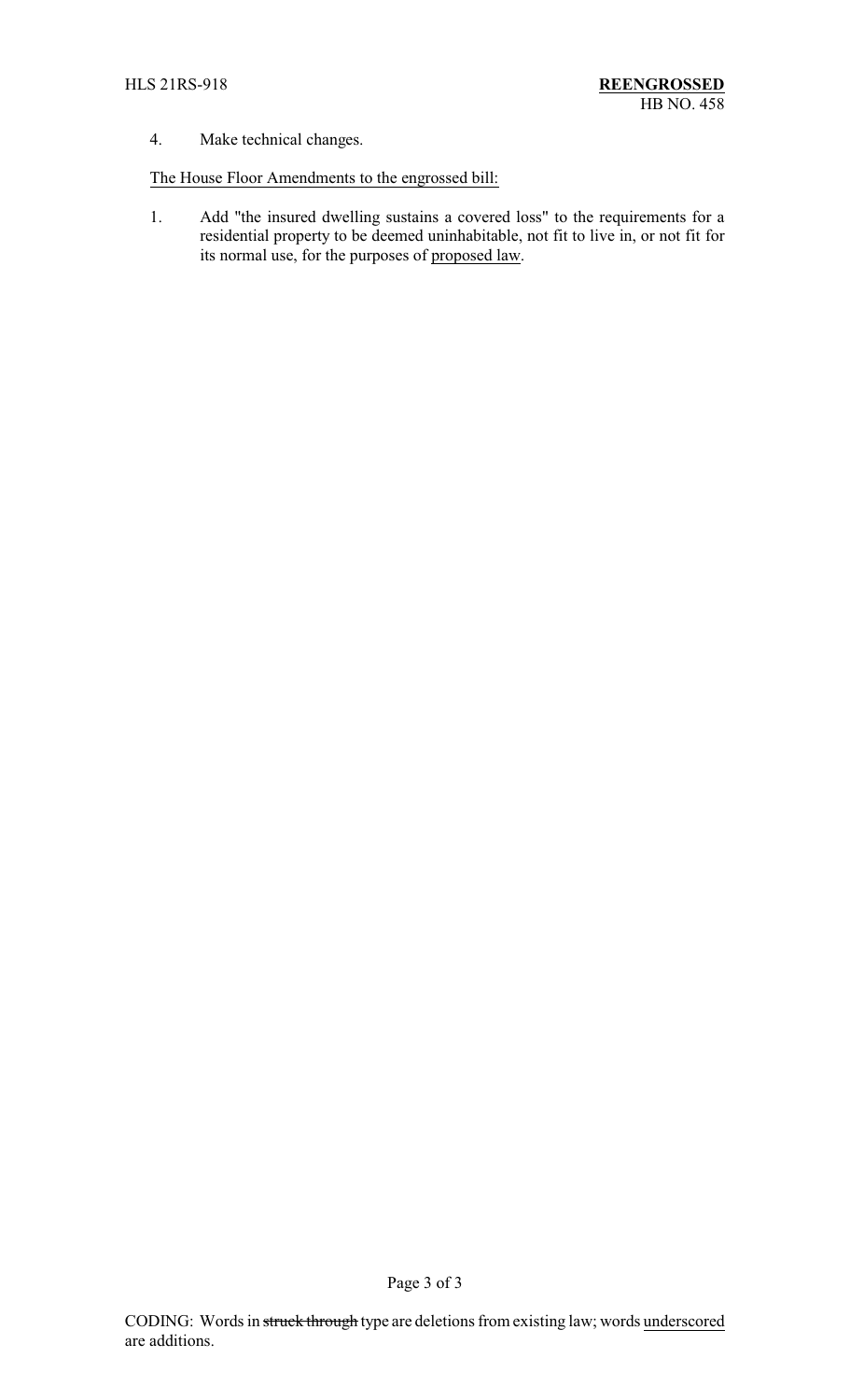4. Make technical changes.

<u>The House Floor Amendments to the engrossed bill:</u>

1. Add "the insured dwelling sustains a covered loss" to the requirements for a residential property to be deemed uninhabitable, not fit to live in, or not fit for its normal use, for the purposes of <u>proposed law</u>.

CODING: Words in ~~struck through~~ type are deletions from existing law; words <u>underscored</u> are additions.